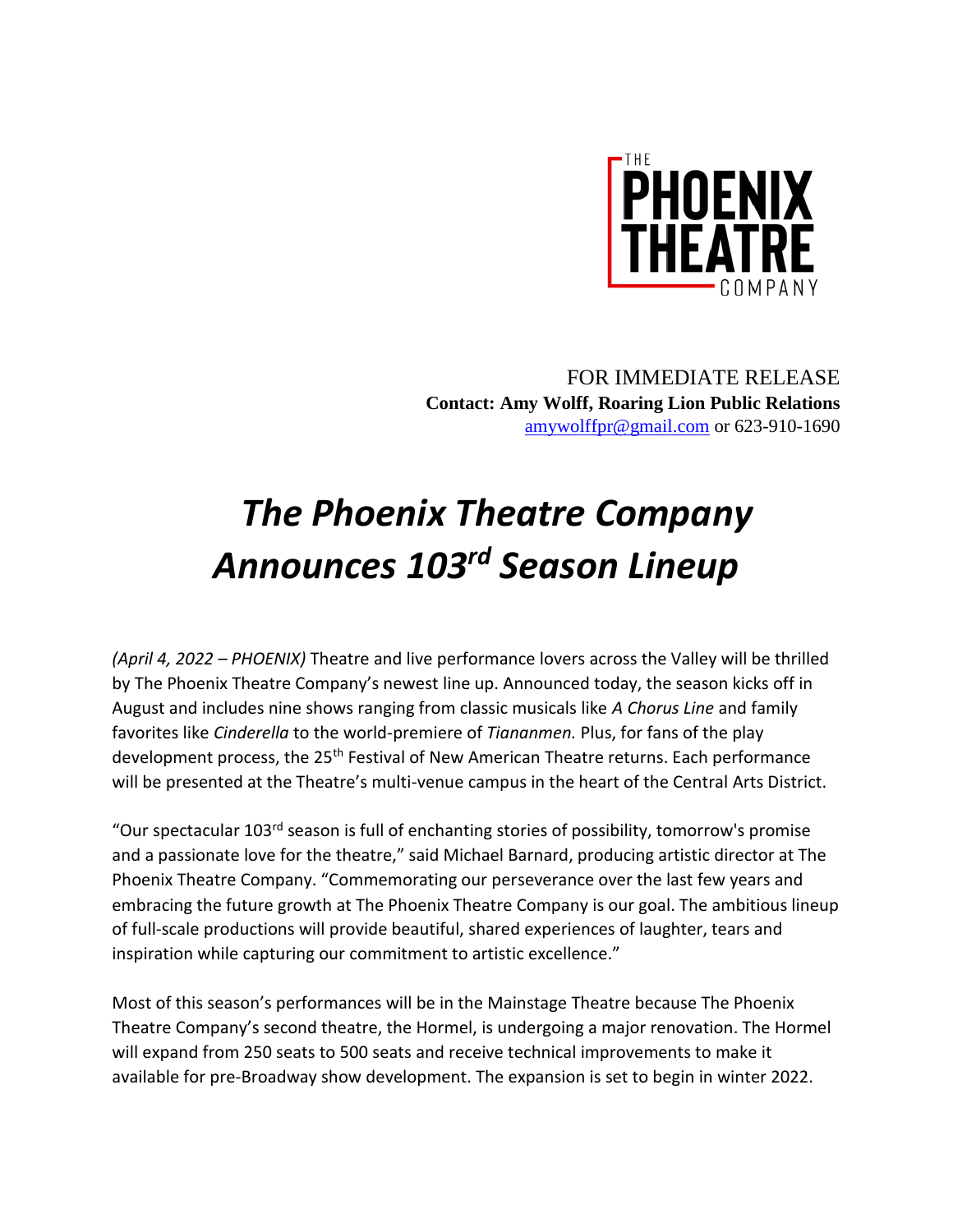THE PHOENIX THEATRE COMPANY

FOR IMMEDIATE RELEASE
**Contact: Amy Wolff, Roaring Lion Public Relations**
amywolffpr@gmail.com or 623-910-1690

# *The Phoenix Theatre Company Announces 103rd Season Lineup*

*(April 4, 2022 – PHOENIX)* Theatre and live performance lovers across the Valley will be thrilled by The Phoenix Theatre Company's newest line up. Announced today, the season kicks off in August and includes nine shows ranging from classic musicals like *A Chorus Line* and family favorites like *Cinderella* to the world-premiere of *Tiananmen.* Plus, for fans of the play development process, the 25th Festival of New American Theatre returns. Each performance will be presented at the Theatre's multi-venue campus in the heart of the Central Arts District.

"Our spectacular 103rd season is full of enchanting stories of possibility, tomorrow's promise and a passionate love for the theatre," said Michael Barnard, producing artistic director at The Phoenix Theatre Company. "Commemorating our perseverance over the last few years and embracing the future growth at The Phoenix Theatre Company is our goal. The ambitious lineup of full-scale productions will provide beautiful, shared experiences of laughter, tears and inspiration while capturing our commitment to artistic excellence."

Most of this season's performances will be in the Mainstage Theatre because The Phoenix Theatre Company's second theatre, the Hormel, is undergoing a major renovation. The Hormel will expand from 250 seats to 500 seats and receive technical improvements to make it available for pre-Broadway show development. The expansion is set to begin in winter 2022.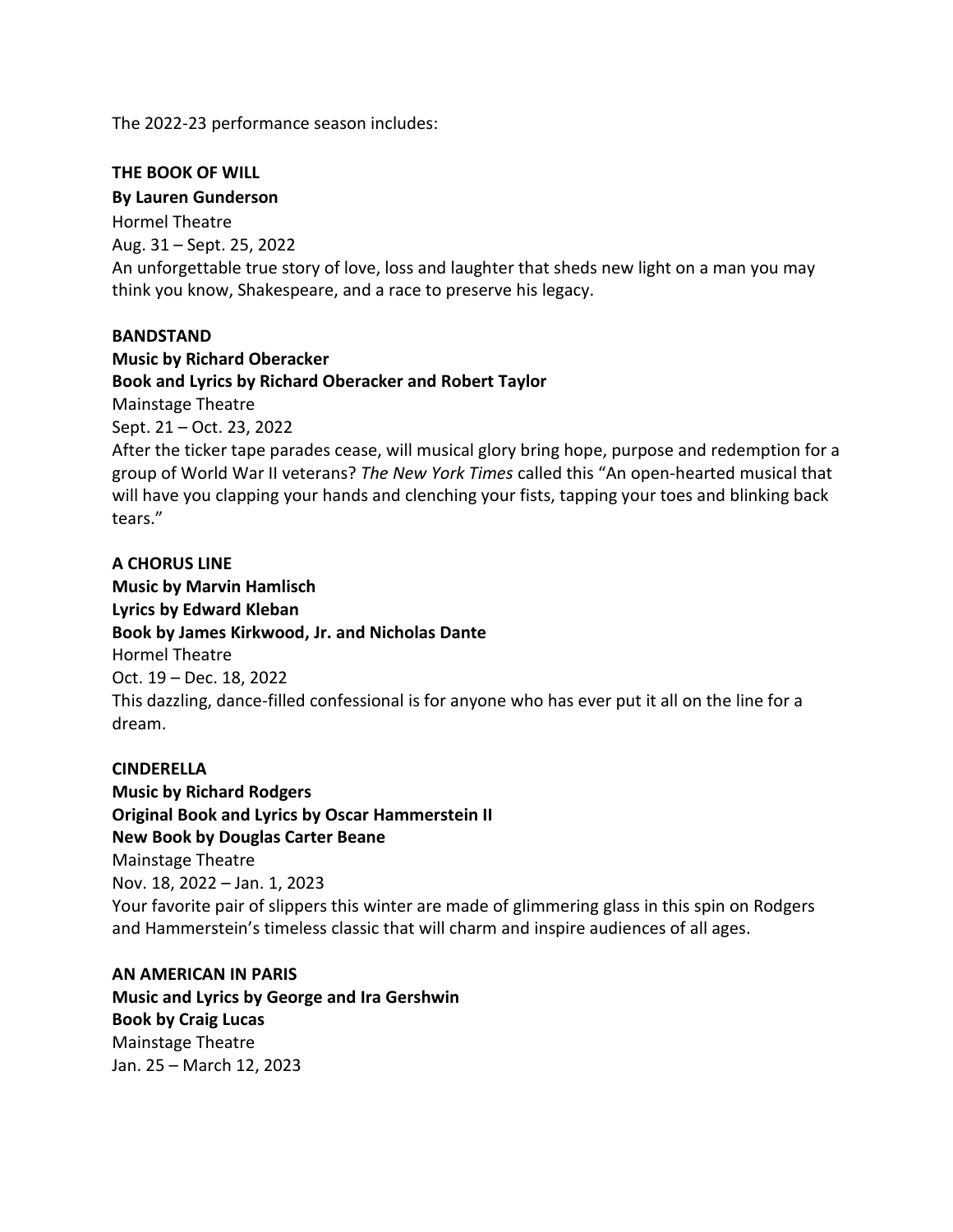The 2022-23 performance season includes:

**THE BOOK OF WILL**
**By Lauren Gunderson**
Hormel Theatre
Aug. 31 – Sept. 25, 2022
An unforgettable true story of love, loss and laughter that sheds new light on a man you may think you know, Shakespeare, and a race to preserve his legacy.

**BANDSTAND**
**Music by Richard Oberacker**
**Book and Lyrics by Richard Oberacker and Robert Taylor**
Mainstage Theatre
Sept. 21 – Oct. 23, 2022
After the ticker tape parades cease, will musical glory bring hope, purpose and redemption for a group of World War II veterans? *The New York Times* called this "An open-hearted musical that will have you clapping your hands and clenching your fists, tapping your toes and blinking back tears."

**A CHORUS LINE**
**Music by Marvin Hamlisch**
**Lyrics by Edward Kleban**
**Book by James Kirkwood, Jr. and Nicholas Dante**
Hormel Theatre
Oct. 19 – Dec. 18, 2022
This dazzling, dance-filled confessional is for anyone who has ever put it all on the line for a dream.

**CINDERELLA**
**Music by Richard Rodgers**
**Original Book and Lyrics by Oscar Hammerstein II**
**New Book by Douglas Carter Beane**
Mainstage Theatre
Nov. 18, 2022 – Jan. 1, 2023
Your favorite pair of slippers this winter are made of glimmering glass in this spin on Rodgers and Hammerstein's timeless classic that will charm and inspire audiences of all ages.

**AN AMERICAN IN PARIS**
**Music and Lyrics by George and Ira Gershwin**
**Book by Craig Lucas**
Mainstage Theatre
Jan. 25 – March 12, 2023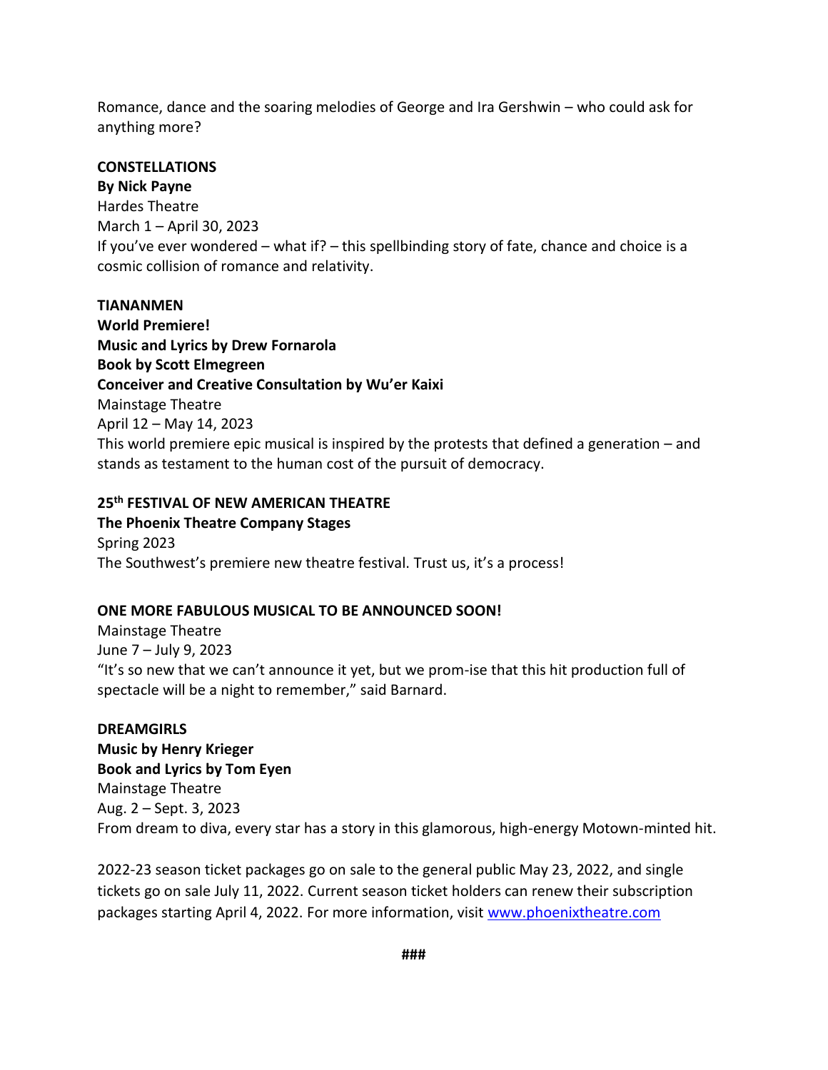Romance, dance and the soaring melodies of George and Ira Gershwin – who could ask for anything more?

**CONSTELLATIONS**
**By Nick Payne**
Hardes Theatre
March 1 – April 30, 2023
If you've ever wondered – what if? – this spellbinding story of fate, chance and choice is a cosmic collision of romance and relativity.

**TIANANMEN**
**World Premiere!**
**Music and Lyrics by Drew Fornarola**
**Book by Scott Elmegreen**
**Conceiver and Creative Consultation by Wu'er Kaixi**
Mainstage Theatre
April 12 – May 14, 2023
This world premiere epic musical is inspired by the protests that defined a generation – and stands as testament to the human cost of the pursuit of democracy.

**25th FESTIVAL OF NEW AMERICAN THEATRE**
**The Phoenix Theatre Company Stages**
Spring 2023
The Southwest's premiere new theatre festival. Trust us, it's a process!

**ONE MORE FABULOUS MUSICAL TO BE ANNOUNCED SOON!**
Mainstage Theatre
June 7 – July 9, 2023
"It's so new that we can't announce it yet, but we prom-ise that this hit production full of spectacle will be a night to remember," said Barnard.

**DREAMGIRLS**
**Music by Henry Krieger**
**Book and Lyrics by Tom Eyen**
Mainstage Theatre
Aug. 2 – Sept. 3, 2023
From dream to diva, every star has a story in this glamorous, high-energy Motown-minted hit.

2022-23 season ticket packages go on sale to the general public May 23, 2022, and single tickets go on sale July 11, 2022. Current season ticket holders can renew their subscription packages starting April 4, 2022. For more information, visit [www.phoenixtheatre.com](www.phoenixtheatre.com)

###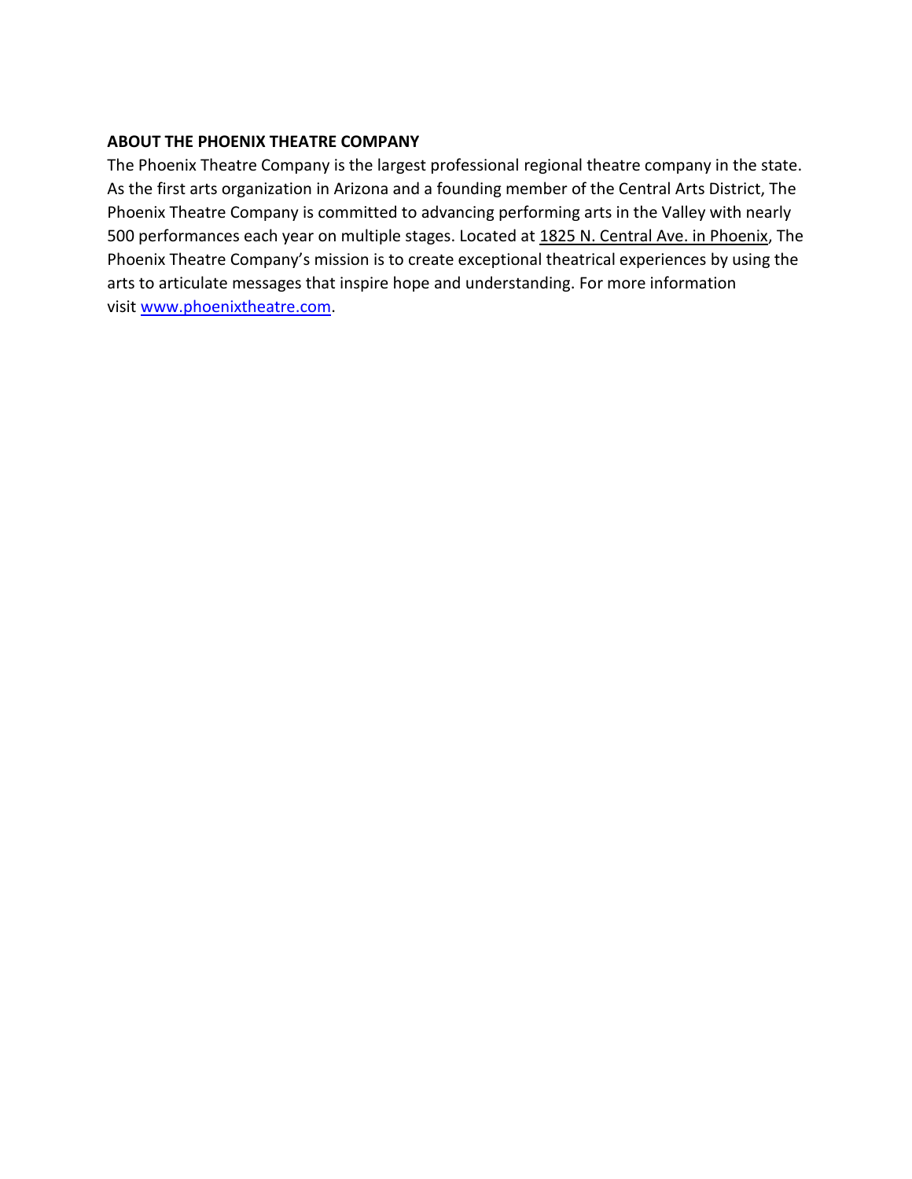**ABOUT THE PHOENIX THEATRE COMPANY**

The Phoenix Theatre Company is the largest professional regional theatre company in the state. As the first arts organization in Arizona and a founding member of the Central Arts District, The Phoenix Theatre Company is committed to advancing performing arts in the Valley with nearly 500 performances each year on multiple stages. Located at 1825 N. Central Ave. in Phoenix, The Phoenix Theatre Company's mission is to create exceptional theatrical experiences by using the arts to articulate messages that inspire hope and understanding. For more information visit www.phoenixtheatre.com.